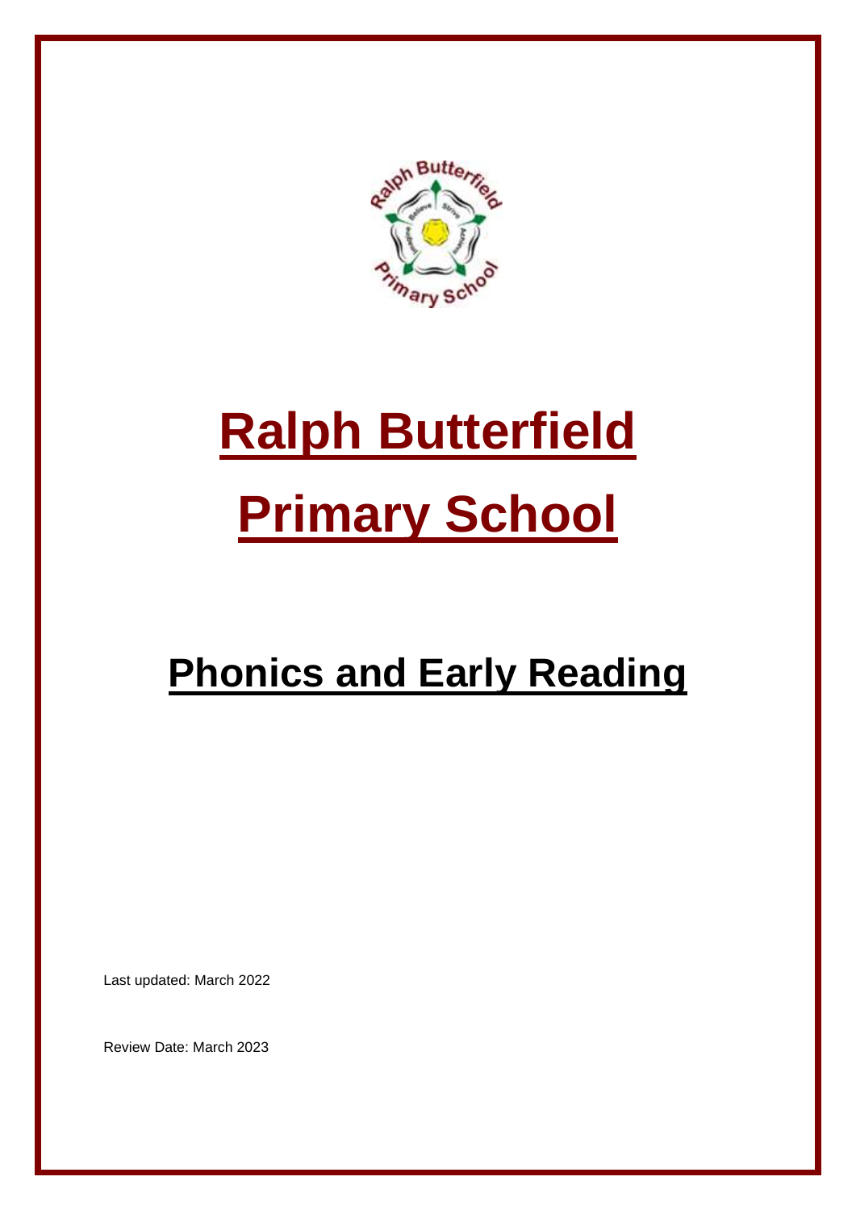# Ralph Butterfield Primary School

## Phonics and Early Reading

Last updated: March 2022

Review Date: March 2023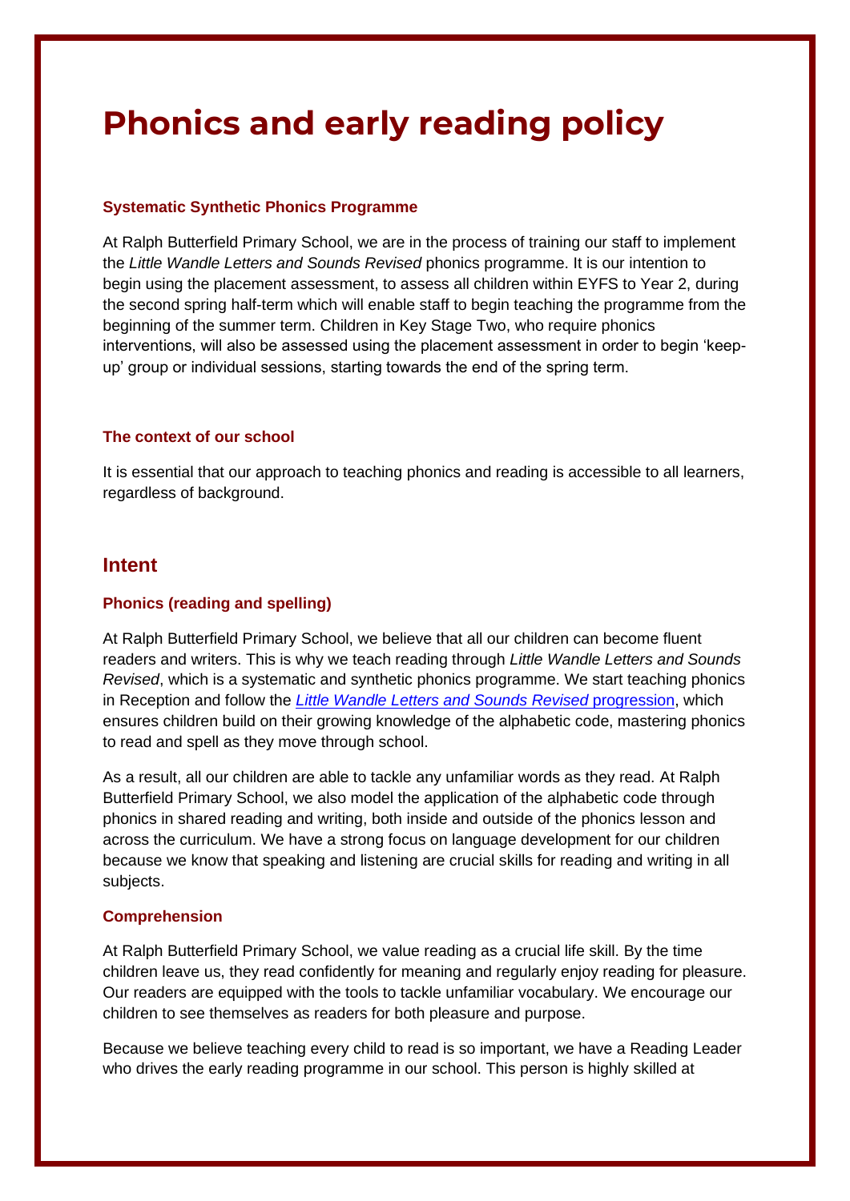# Phonics and early reading policy

### Systematic Synthetic Phonics Programme

At Ralph Butterfield Primary School, we are in the process of training our staff to implement the *Little Wandle Letters and Sounds Revised* phonics programme. It is our intention to begin using the placement assessment, to assess all children within EYFS to Year 2, during the second spring half-term which will enable staff to begin teaching the programme from the beginning of the summer term. Children in Key Stage Two, who require phonics interventions, will also be assessed using the placement assessment in order to begin 'keep-up' group or individual sessions, starting towards the end of the spring term.

### The context of our school

It is essential that our approach to teaching phonics and reading is accessible to all learners, regardless of background.

## Intent

### Phonics (reading and spelling)

At Ralph Butterfield Primary School, we believe that all our children can become fluent readers and writers. This is why we teach reading through *Little Wandle Letters and Sounds Revised*, which is a systematic and synthetic phonics programme. We start teaching phonics in Reception and follow the *Little Wandle Letters and Sounds Revised* progression, which ensures children build on their growing knowledge of the alphabetic code, mastering phonics to read and spell as they move through school.

As a result, all our children are able to tackle any unfamiliar words as they read. At Ralph Butterfield Primary School, we also model the application of the alphabetic code through phonics in shared reading and writing, both inside and outside of the phonics lesson and across the curriculum. We have a strong focus on language development for our children because we know that speaking and listening are crucial skills for reading and writing in all subjects.

### Comprehension

At Ralph Butterfield Primary School, we value reading as a crucial life skill. By the time children leave us, they read confidently for meaning and regularly enjoy reading for pleasure. Our readers are equipped with the tools to tackle unfamiliar vocabulary. We encourage our children to see themselves as readers for both pleasure and purpose.

Because we believe teaching every child to read is so important, we have a Reading Leader who drives the early reading programme in our school. This person is highly skilled at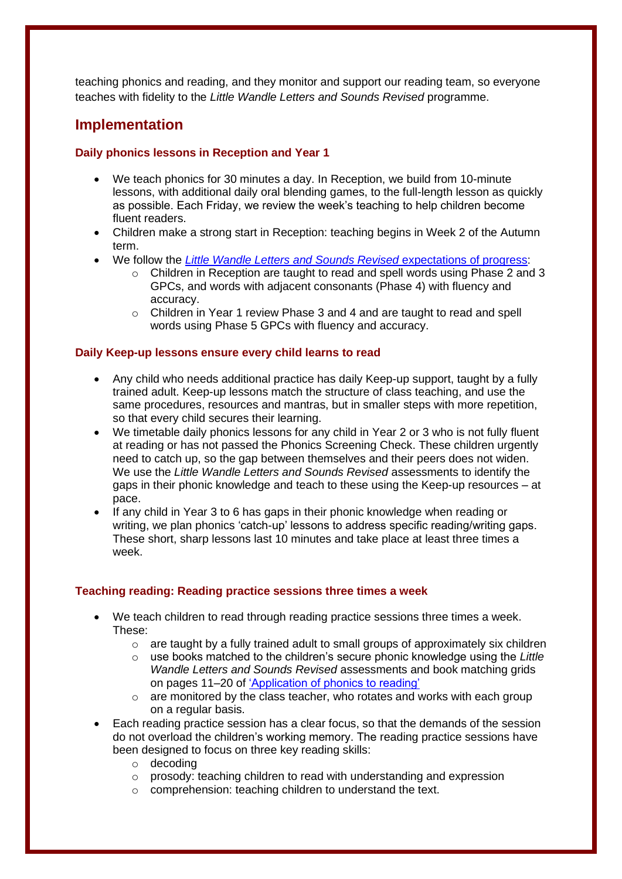teaching phonics and reading, and they monitor and support our reading team, so everyone teaches with fidelity to the *Little Wandle Letters and Sounds Revised* programme.

## Implementation

### Daily phonics lessons in Reception and Year 1

- We teach phonics for 30 minutes a day. In Reception, we build from 10-minute lessons, with additional daily oral blending games, to the full-length lesson as quickly as possible. Each Friday, we review the week's teaching to help children become fluent readers.
- Children make a strong start in Reception: teaching begins in Week 2 of the Autumn term.
- We follow the [*Little Wandle Letters and Sounds Revised* expectations of progress]():
  - Children in Reception are taught to read and spell words using Phase 2 and 3 GPCs, and words with adjacent consonants (Phase 4) with fluency and accuracy.
  - Children in Year 1 review Phase 3 and 4 and are taught to read and spell words using Phase 5 GPCs with fluency and accuracy.

### Daily Keep-up lessons ensure every child learns to read

- Any child who needs additional practice has daily Keep-up support, taught by a fully trained adult. Keep-up lessons match the structure of class teaching, and use the same procedures, resources and mantras, but in smaller steps with more repetition, so that every child secures their learning.
- We timetable daily phonics lessons for any child in Year 2 or 3 who is not fully fluent at reading or has not passed the Phonics Screening Check. These children urgently need to catch up, so the gap between themselves and their peers does not widen. We use the *Little Wandle Letters and Sounds Revised* assessments to identify the gaps in their phonic knowledge and teach to these using the Keep-up resources – at pace.
- If any child in Year 3 to 6 has gaps in their phonic knowledge when reading or writing, we plan phonics 'catch-up' lessons to address specific reading/writing gaps. These short, sharp lessons last 10 minutes and take place at least three times a week.

### Teaching reading: Reading practice sessions three times a week

- We teach children to read through reading practice sessions three times a week. These:
  - are taught by a fully trained adult to small groups of approximately six children
  - use books matched to the children's secure phonic knowledge using the *Little Wandle Letters and Sounds Revised* assessments and book matching grids on pages 11–20 of ['Application of phonics to reading']()
  - are monitored by the class teacher, who rotates and works with each group on a regular basis.
- Each reading practice session has a clear focus, so that the demands of the session do not overload the children's working memory. The reading practice sessions have been designed to focus on three key reading skills:
  - decoding
  - prosody: teaching children to read with understanding and expression
  - comprehension: teaching children to understand the text.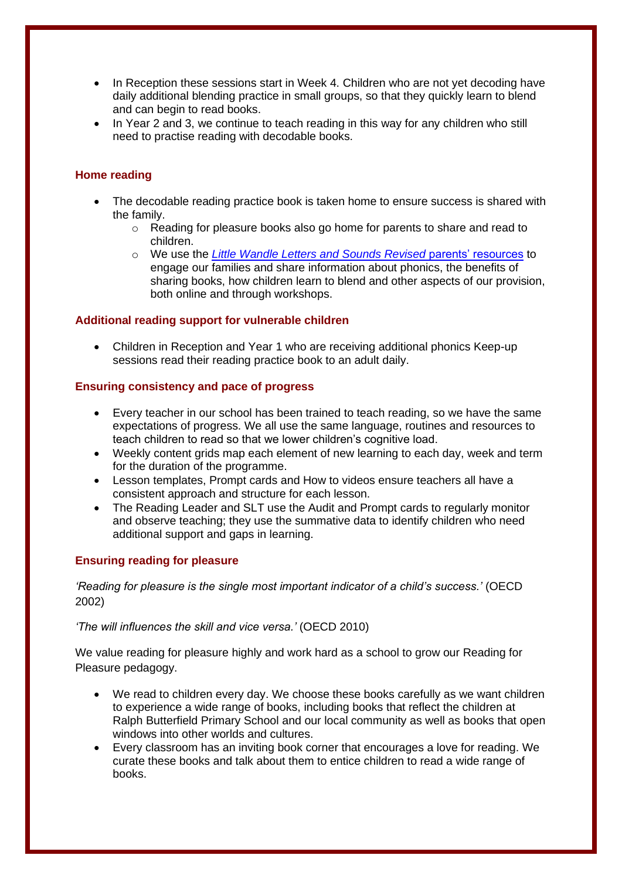- In Reception these sessions start in Week 4. Children who are not yet decoding have daily additional blending practice in small groups, so that they quickly learn to blend and can begin to read books.
- In Year 2 and 3, we continue to teach reading in this way for any children who still need to practise reading with decodable books.

### Home reading

- The decodable reading practice book is taken home to ensure success is shared with the family.
  - Reading for pleasure books also go home for parents to share and read to children.
  - We use the *Little Wandle Letters and Sounds Revised* parents' resources to engage our families and share information about phonics, the benefits of sharing books, how children learn to blend and other aspects of our provision, both online and through workshops.

### Additional reading support for vulnerable children

- Children in Reception and Year 1 who are receiving additional phonics Keep-up sessions read their reading practice book to an adult daily.

### Ensuring consistency and pace of progress

- Every teacher in our school has been trained to teach reading, so we have the same expectations of progress. We all use the same language, routines and resources to teach children to read so that we lower children's cognitive load.
- Weekly content grids map each element of new learning to each day, week and term for the duration of the programme.
- Lesson templates, Prompt cards and How to videos ensure teachers all have a consistent approach and structure for each lesson.
- The Reading Leader and SLT use the Audit and Prompt cards to regularly monitor and observe teaching; they use the summative data to identify children who need additional support and gaps in learning.

### Ensuring reading for pleasure

*'Reading for pleasure is the single most important indicator of a child's success.'* (OECD 2002)

*'The will influences the skill and vice versa.'* (OECD 2010)

We value reading for pleasure highly and work hard as a school to grow our Reading for Pleasure pedagogy.

- We read to children every day. We choose these books carefully as we want children to experience a wide range of books, including books that reflect the children at Ralph Butterfield Primary School and our local community as well as books that open windows into other worlds and cultures.
- Every classroom has an inviting book corner that encourages a love for reading. We curate these books and talk about them to entice children to read a wide range of books.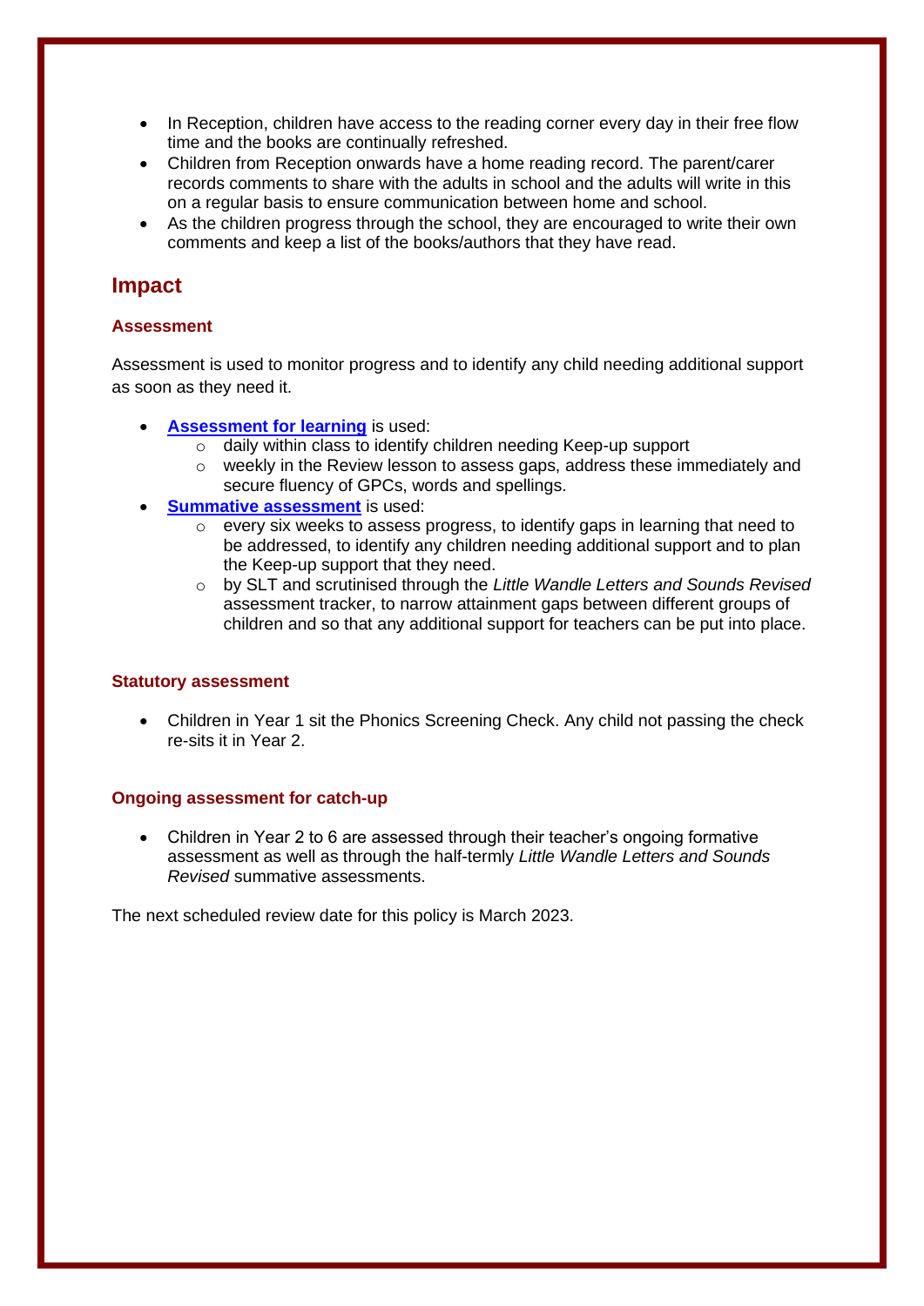- In Reception, children have access to the reading corner every day in their free flow time and the books are continually refreshed.
- Children from Reception onwards have a home reading record. The parent/carer records comments to share with the adults in school and the adults will write in this on a regular basis to ensure communication between home and school.
- As the children progress through the school, they are encouraged to write their own comments and keep a list of the books/authors that they have read.

## Impact

### Assessment

Assessment is used to monitor progress and to identify any child needing additional support as soon as they need it.

- **Assessment for learning** is used:
  - daily within class to identify children needing Keep-up support
  - weekly in the Review lesson to assess gaps, address these immediately and secure fluency of GPCs, words and spellings.
- **Summative assessment** is used:
  - every six weeks to assess progress, to identify gaps in learning that need to be addressed, to identify any children needing additional support and to plan the Keep-up support that they need.
  - by SLT and scrutinised through the *Little Wandle Letters and Sounds Revised* assessment tracker, to narrow attainment gaps between different groups of children and so that any additional support for teachers can be put into place.

### Statutory assessment

- Children in Year 1 sit the Phonics Screening Check. Any child not passing the check re-sits it in Year 2.

### Ongoing assessment for catch-up

- Children in Year 2 to 6 are assessed through their teacher's ongoing formative assessment as well as through the half-termly *Little Wandle Letters and Sounds Revised* summative assessments.

The next scheduled review date for this policy is March 2023.